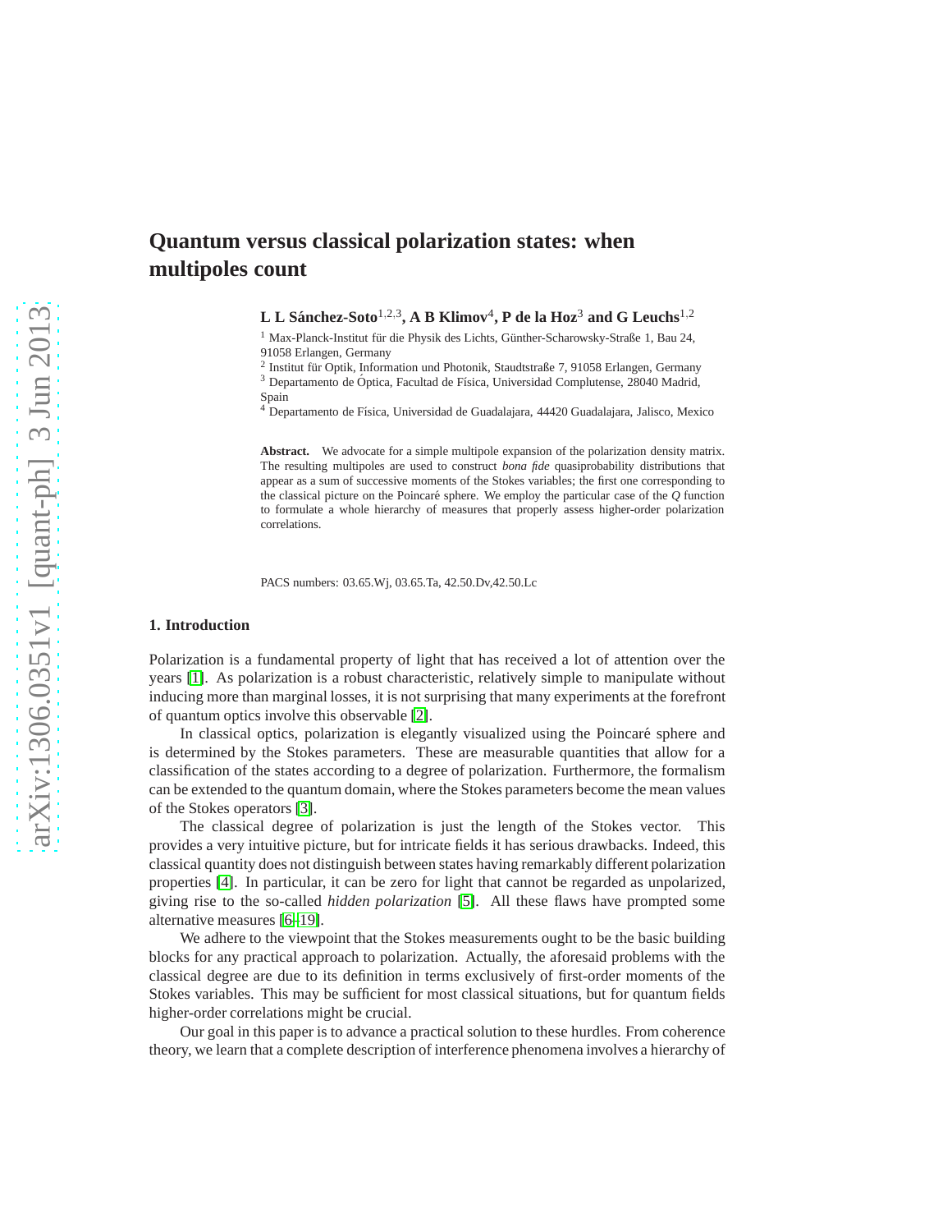# Quantum versus classical polarization states: when multipoles count

**L L Sánchez-Soto[1,2,3], A B Klimov[4], P de la Hoz[3] and G Leuchs[1,2]**

[1] Max-Planck-Institut für die Physik des Lichts, Günther-Scharowsky-Straße 1, Bau 24, 91058 Erlangen, Germany
[2] Institut für Optik, Information und Photonik, Staudtstraße 7, 91058 Erlangen, Germany
[3] Departamento de Óptica, Facultad de Física, Universidad Complutense, 28040 Madrid, Spain
[4] Departamento de Física, Universidad de Guadalajara, 44420 Guadalajara, Jalisco, Mexico

**Abstract.** We advocate for a simple multipole expansion of the polarization density matrix. The resulting multipoles are used to construct *bona fide* quasiprobability distributions that appear as a sum of successive moments of the Stokes variables; the first one corresponding to the classical picture on the Poincaré sphere. We employ the particular case of the *Q* function to formulate a whole hierarchy of measures that properly assess higher-order polarization correlations.

PACS numbers: 03.65.Wj, 03.65.Ta, 42.50.Dv,42.50.Lc

## 1. Introduction

Polarization is a fundamental property of light that has received a lot of attention over the years [1]. As polarization is a robust characteristic, relatively simple to manipulate without inducing more than marginal losses, it is not surprising that many experiments at the forefront of quantum optics involve this observable [2].

In classical optics, polarization is elegantly visualized using the Poincaré sphere and is determined by the Stokes parameters. These are measurable quantities that allow for a classification of the states according to a degree of polarization. Furthermore, the formalism can be extended to the quantum domain, where the Stokes parameters become the mean values of the Stokes operators [3].

The classical degree of polarization is just the length of the Stokes vector. This provides a very intuitive picture, but for intricate fields it has serious drawbacks. Indeed, this classical quantity does not distinguish between states having remarkably different polarization properties [4]. In particular, it can be zero for light that cannot be regarded as unpolarized, giving rise to the so-called *hidden polarization* [5]. All these flaws have prompted some alternative measures [6–19].

We adhere to the viewpoint that the Stokes measurements ought to be the basic building blocks for any practical approach to polarization. Actually, the aforesaid problems with the classical degree are due to its definition in terms exclusively of first-order moments of the Stokes variables. This may be sufficient for most classical situations, but for quantum fields higher-order correlations might be crucial.

Our goal in this paper is to advance a practical solution to these hurdles. From coherence theory, we learn that a complete description of interference phenomena involves a hierarchy of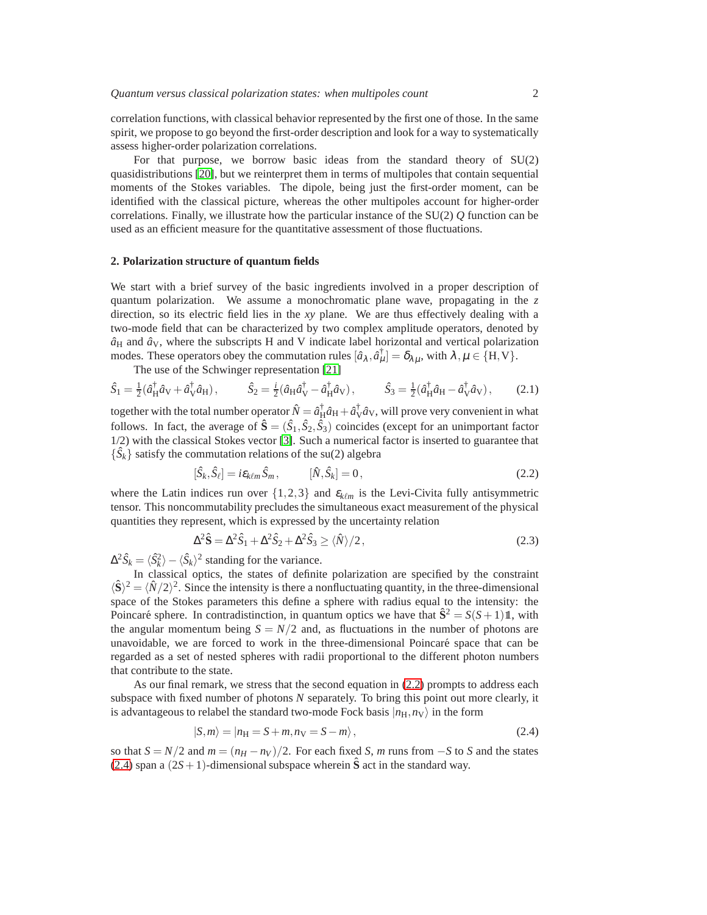correlation functions, with classical behavior represented by the first one of those. In the same spirit, we propose to go beyond the first-order description and look for a way to systematically assess higher-order polarization correlations.

For that purpose, we borrow basic ideas from the standard theory of SU(2) quasidistributions [20], but we reinterpret them in terms of multipoles that contain sequential moments of the Stokes variables. The dipole, being just the first-order moment, can be identified with the classical picture, whereas the other multipoles account for higher-order correlations. Finally, we illustrate how the particular instance of the SU(2) $Q$ function can be used as an efficient measure for the quantitative assessment of those fluctuations.

## 2. Polarization structure of quantum fields

We start with a brief survey of the basic ingredients involved in a proper description of quantum polarization. We assume a monochromatic plane wave, propagating in the $z$ direction, so its electric field lies in the $xy$ plane. We are thus effectively dealing with a two-mode field that can be characterized by two complex amplitude operators, denoted by $\hat{a}_{\mathrm{H}}$ and $\hat{a}_{\mathrm{V}}$, where the subscripts H and V indicate label horizontal and vertical polarization modes. These operators obey the commutation rules $[\hat{a}_\lambda, \hat{a}_\mu^\dagger] = \delta_{\lambda\mu}$, with $\lambda, \mu \in \{\mathrm{H}, \mathrm{V}\}$.

The use of the Schwinger representation [21]

$$
\hat{S}_1 = \tfrac{1}{2}(\hat{a}_{\mathrm{H}}^\dagger \hat{a}_{\mathrm{V}} + \hat{a}_{\mathrm{V}}^\dagger \hat{a}_{\mathrm{H}}), \qquad \hat{S}_2 = \tfrac{i}{2}(\hat{a}_{\mathrm{H}} \hat{a}_{\mathrm{V}}^\dagger - \hat{a}_{\mathrm{H}}^\dagger \hat{a}_{\mathrm{V}}), \qquad \hat{S}_3 = \tfrac{1}{2}(\hat{a}_{\mathrm{H}}^\dagger \hat{a}_{\mathrm{H}} - \hat{a}_{\mathrm{V}}^\dagger \hat{a}_{\mathrm{V}}), \tag{2.1}
$$

together with the total number operator $\hat{N} = \hat{a}_{\mathrm{H}}^\dagger \hat{a}_{\mathrm{H}} + \hat{a}_{\mathrm{V}}^\dagger \hat{a}_{\mathrm{V}}$, will prove very convenient in what follows. In fact, the average of $\hat{\mathbf{S}} = (\hat{S}_1, \hat{S}_2, \hat{S}_3)$ coincides (except for an unimportant factor 1/2) with the classical Stokes vector [3]. Such a numerical factor is inserted to guarantee that $\{\hat{S}_k\}$ satisfy the commutation relations of the su(2) algebra

$$
[\hat{S}_k, \hat{S}_\ell] = i\varepsilon_{k\ell m}\hat{S}_m, \qquad [\hat{N}, \hat{S}_k] = 0, \tag{2.2}
$$

where the Latin indices run over $\{1,2,3\}$ and $\varepsilon_{k\ell m}$ is the Levi-Civita fully antisymmetric tensor. This noncommutability precludes the simultaneous exact measurement of the physical quantities they represent, which is expressed by the uncertainty relation

$$
\Delta^2 \hat{\mathbf{S}} = \Delta^2 \hat{S}_1 + \Delta^2 \hat{S}_2 + \Delta^2 \hat{S}_3 \geq \langle \hat{N} \rangle / 2, \tag{2.3}
$$

$\Delta^2 \hat{S}_k = \langle \hat{S}_k^2 \rangle - \langle \hat{S}_k \rangle^2$ standing for the variance.

In classical optics, the states of definite polarization are specified by the constraint $\langle \hat{\mathbf{S}} \rangle^2 = \langle \hat{N}/2 \rangle^2$. Since the intensity is there a nonfluctuating quantity, in the three-dimensional space of the Stokes parameters this define a sphere with radius equal to the intensity: the Poincaré sphere. In contradistinction, in quantum optics we have that $\hat{\mathbf{S}}^2 = S(S+1)\mathbb{1}$, with the angular momentum being $S = N/2$ and, as fluctuations in the number of photons are unavoidable, we are forced to work in the three-dimensional Poincaré space that can be regarded as a set of nested spheres with radii proportional to the different photon numbers that contribute to the state.

As our final remark, we stress that the second equation in (2.2) prompts to address each subspace with fixed number of photons $N$ separately. To bring this point out more clearly, it is advantageous to relabel the standard two-mode Fock basis $|n_{\mathrm{H}}, n_{\mathrm{V}}\rangle$ in the form

$$
|S, m\rangle = |n_{\mathrm{H}} = S + m, n_{\mathrm{V}} = S - m\rangle, \tag{2.4}
$$

so that $S = N/2$ and $m = (n_H - n_V)/2$. For each fixed $S$, $m$ runs from $-S$ to $S$ and the states (2.4) span a $(2S+1)$-dimensional subspace wherein $\hat{\mathbf{S}}$ act in the standard way.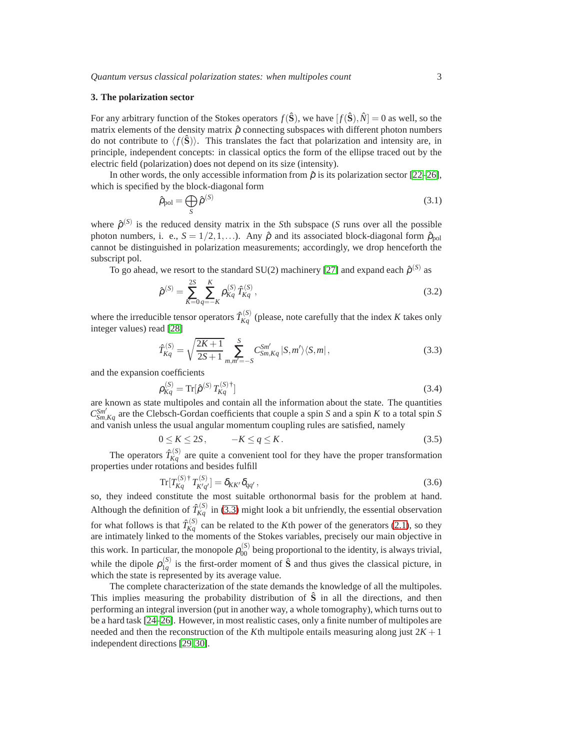## 3. The polarization sector

For any arbitrary function of the Stokes operators $f(\hat{\mathbf{S}})$, we have $[f(\hat{\mathbf{S}}), \hat{N}] = 0$ as well, so the matrix elements of the density matrix $\hat{\rho}$ connecting subspaces with different photon numbers do not contribute to $\langle f(\hat{\mathbf{S}}) \rangle$. This translates the fact that polarization and intensity are, in principle, independent concepts: in classical optics the form of the ellipse traced out by the electric field (polarization) does not depend on its size (intensity).

In other words, the only accessible information from $\hat{\rho}$ is its polarization sector [22–26], which is specified by the block-diagonal form

$$\hat{\rho}_{\mathrm{pol}} = \bigoplus_{S} \hat{\rho}^{(S)} \tag{3.1}$$

where $\hat{\rho}^{(S)}$ is the reduced density matrix in the $S$th subspace ($S$ runs over all the possible photon numbers, i. e., $S = 1/2, 1, \ldots$). Any $\hat{\rho}$ and its associated block-diagonal form $\hat{\rho}_{\mathrm{pol}}$ cannot be distinguished in polarization measurements; accordingly, we drop henceforth the subscript pol.

To go ahead, we resort to the standard SU(2) machinery [27] and expand each $\hat{\rho}^{(S)}$ as

$$\hat{\rho}^{(S)} = \sum_{K=0}^{2S} \sum_{q=-K}^{K} \rho_{Kq}^{(S)} \, \hat{T}_{Kq}^{(S)} \,, \tag{3.2}$$

where the irreducible tensor operators $\hat{T}_{Kq}^{(S)}$ (please, note carefully that the index $K$ takes only integer values) read [28]

$$\hat{T}_{Kq}^{(S)} = \sqrt{\frac{2K+1}{2S+1}} \sum_{m,m'=-S}^{S} C_{Sm,Kq}^{Sm'} \, |S,m'\rangle\langle S,m| \,, \tag{3.3}$$

and the expansion coefficients

$$\rho_{Kq}^{(S)} = \mathrm{Tr}[\hat{\rho}^{(S)} \, T_{Kq}^{(S)\dagger}] \tag{3.4}$$

are known as state multipoles and contain all the information about the state. The quantities $C_{Sm,Kq}^{Sm'}$ are the Clebsch-Gordan coefficients that couple a spin $S$ and a spin $K$ to a total spin $S$ and vanish unless the usual angular momentum coupling rules are satisfied, namely

$$0 \leq K \leq 2S \,, \qquad -K \leq q \leq K \,. \tag{3.5}$$

The operators $\hat{T}_{Kq}^{(S)}$ are quite a convenient tool for they have the proper transformation properties under rotations and besides fulfill

$$\mathrm{Tr}[T_{Kq}^{(S)\dagger} \, T_{K'q'}^{(S)}] = \delta_{KK'} \delta_{qq'} \,, \tag{3.6}$$

so, they indeed constitute the most suitable orthonormal basis for the problem at hand. Although the definition of $\hat{T}_{Kq}^{(S)}$ in (3.3) might look a bit unfriendly, the essential observation for what follows is that $\hat{T}_{Kq}^{(S)}$ can be related to the $K$th power of the generators (2.1), so they are intimately linked to the moments of the Stokes variables, precisely our main objective in this work. In particular, the monopole $\rho_{00}^{(S)}$ being proportional to the identity, is always trivial, while the dipole $\rho_{1q}^{(S)}$ is the first-order moment of $\hat{\mathbf{S}}$ and thus gives the classical picture, in which the state is represented by its average value.

The complete characterization of the state demands the knowledge of all the multipoles. This implies measuring the probability distribution of $\hat{\mathbf{S}}$ in all the directions, and then performing an integral inversion (put in another way, a whole tomography), which turns out to be a hard task [24–26]. However, in most realistic cases, only a finite number of multipoles are needed and then the reconstruction of the $K$th multipole entails measuring along just $2K+1$ independent directions [29, 30].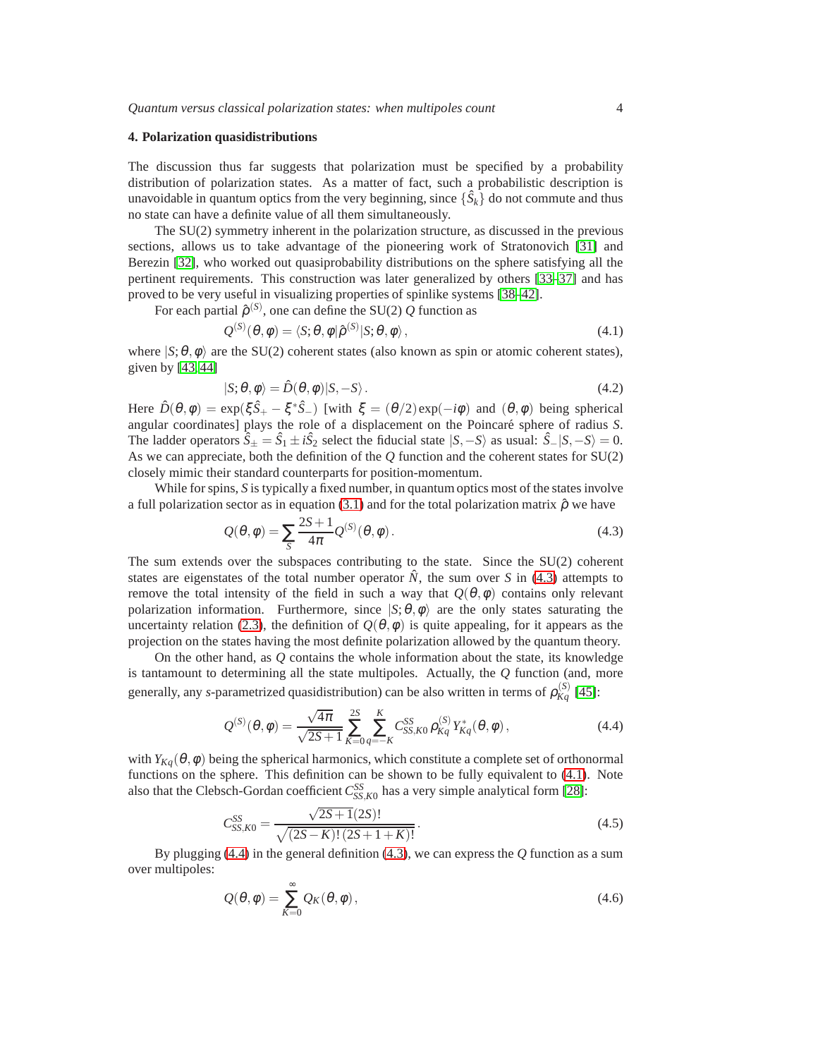## 4. Polarization quasidistributions

The discussion thus far suggests that polarization must be specified by a probability distribution of polarization states. As a matter of fact, such a probabilistic description is unavoidable in quantum optics from the very beginning, since $\{\hat{S}_k\}$ do not commute and thus no state can have a definite value of all them simultaneously.

The SU(2) symmetry inherent in the polarization structure, as discussed in the previous sections, allows us to take advantage of the pioneering work of Stratonovich [31] and Berezin [32], who worked out quasiprobability distributions on the sphere satisfying all the pertinent requirements. This construction was later generalized by others [33–37] and has proved to be very useful in visualizing properties of spinlike systems [38–42].

For each partial $\hat{\rho}^{(S)}$, one can define the SU(2) $Q$ function as

$$Q^{(S)}(\theta,\varphi) = \langle S;\theta,\varphi|\hat{\rho}^{(S)}|S;\theta,\varphi\rangle\,, \tag{4.1}$$

where $|S;\theta,\varphi\rangle$ are the SU(2) coherent states (also known as spin or atomic coherent states), given by [43, 44]

$$|S;\theta,\varphi\rangle = \hat{D}(\theta,\varphi)|S,-S\rangle\,. \tag{4.2}$$

Here $\hat{D}(\theta,\varphi) = \exp(\xi\hat{S}_+ - \xi^*\hat{S}_-)$ [with $\xi = (\theta/2)\exp(-i\varphi)$ and $(\theta,\varphi)$ being spherical angular coordinates] plays the role of a displacement on the Poincaré sphere of radius $S$. The ladder operators $\hat{S}_\pm = \hat{S}_1 \pm i\hat{S}_2$ select the fiducial state $|S,-S\rangle$ as usual: $\hat{S}_-|S,-S\rangle = 0$. As we can appreciate, both the definition of the $Q$ function and the coherent states for SU(2) closely mimic their standard counterparts for position-momentum.

While for spins, $S$ is typically a fixed number, in quantum optics most of the states involve a full polarization sector as in equation (3.1) and for the total polarization matrix $\hat{\rho}$ we have

$$Q(\theta,\varphi) = \sum_S \frac{2S+1}{4\pi} Q^{(S)}(\theta,\varphi)\,. \tag{4.3}$$

The sum extends over the subspaces contributing to the state. Since the SU(2) coherent states are eigenstates of the total number operator $\hat{N}$, the sum over $S$ in (4.3) attempts to remove the total intensity of the field in such a way that $Q(\theta,\varphi)$ contains only relevant polarization information. Furthermore, since $|S;\theta,\varphi\rangle$ are the only states saturating the uncertainty relation (2.3), the definition of $Q(\theta,\varphi)$ is quite appealing, for it appears as the projection on the states having the most definite polarization allowed by the quantum theory.

On the other hand, as $Q$ contains the whole information about the state, its knowledge is tantamount to determining all the state multipoles. Actually, the $Q$ function (and, more generally, any $s$-parametrized quasidistribution) can be also written in terms of $\rho_{Kq}^{(S)}$ [45]:

$$Q^{(S)}(\theta,\varphi) = \frac{\sqrt{4\pi}}{\sqrt{2S+1}} \sum_{K=0}^{2S} \sum_{q=-K}^{K} C_{SS,K0}^{SS}\, \rho_{Kq}^{(S)}\, Y_{Kq}^*(\theta,\varphi)\,, \tag{4.4}$$

with $Y_{Kq}(\theta,\varphi)$ being the spherical harmonics, which constitute a complete set of orthonormal functions on the sphere. This definition can be shown to be fully equivalent to (4.1). Note also that the Clebsch-Gordan coefficient $C_{SS,K0}^{SS}$ has a very simple analytical form [28]:

$$C_{SS,K0}^{SS} = \frac{\sqrt{2S+1}\,(2S)!}{\sqrt{(2S-K)!\,(2S+1+K)!}}\,. \tag{4.5}$$

By plugging (4.4) in the general definition (4.3), we can express the $Q$ function as a sum over multipoles:

$$Q(\theta,\varphi) = \sum_{K=0}^{\infty} Q_K(\theta,\varphi)\,, \tag{4.6}$$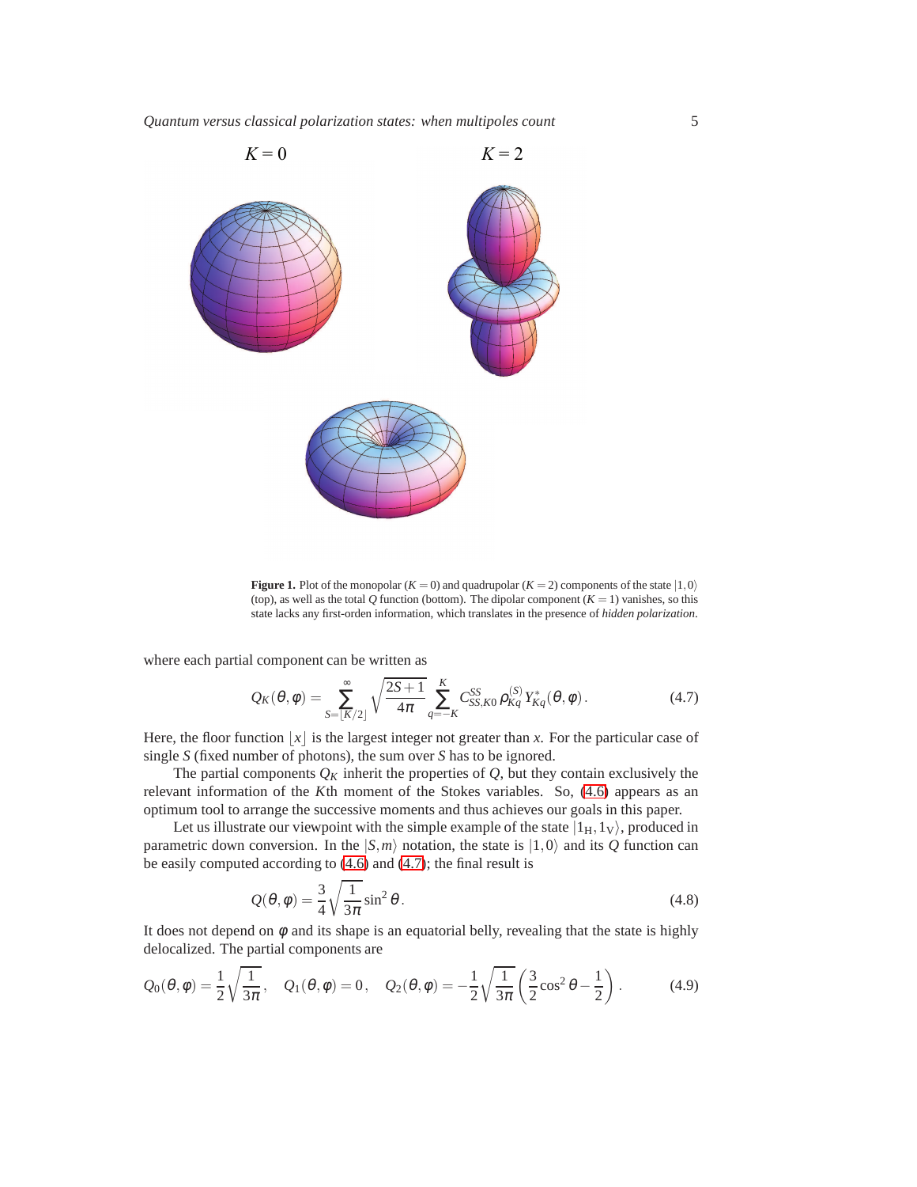$K=0$ $\qquad\qquad\qquad\qquad$ $K=2$

**Figure 1.** Plot of the monopolar ($K=0$) and quadrupolar ($K=2$) components of the state $|1,0\rangle$ (top), as well as the total $Q$ function (bottom). The dipolar component ($K=1$) vanishes, so this state lacks any first-orden information, which translates in the presence of *hidden polarization*.

where each partial component can be written as

$$Q_K(\theta,\varphi) = \sum_{S=\lfloor K/2 \rfloor}^{\infty} \sqrt{\frac{2S+1}{4\pi}} \sum_{q=-K}^{K} C_{SS,K0}^{SS} \, \rho_{Kq}^{(S)} \, Y_{Kq}^{*}(\theta,\varphi) \, . \tag{4.7}$$

Here, the floor function $\lfloor x \rfloor$ is the largest integer not greater than $x$. For the particular case of single $S$ (fixed number of photons), the sum over $S$ has to be ignored.

The partial components $Q_K$ inherit the properties of $Q$, but they contain exclusively the relevant information of the $K$th moment of the Stokes variables. So, (4.6) appears as an optimum tool to arrange the successive moments and thus achieves our goals in this paper.

Let us illustrate our viewpoint with the simple example of the state $|1_{\mathrm{H}}, 1_{\mathrm{V}}\rangle$, produced in parametric down conversion. In the $|S,m\rangle$ notation, the state is $|1,0\rangle$ and its $Q$ function can be easily computed according to (4.6) and (4.7); the final result is

$$Q(\theta,\varphi) = \frac{3}{4}\sqrt{\frac{1}{3\pi}} \sin^2\theta \, . \tag{4.8}$$

It does not depend on $\varphi$ and its shape is an equatorial belly, revealing that the state is highly delocalized. The partial components are

$$Q_0(\theta,\varphi) = \frac{1}{2}\sqrt{\frac{1}{3\pi}} \, , \quad Q_1(\theta,\varphi) = 0 \, , \quad Q_2(\theta,\varphi) = -\frac{1}{2}\sqrt{\frac{1}{3\pi}}\left(\frac{3}{2}\cos^2\theta - \frac{1}{2}\right) . \tag{4.9}$$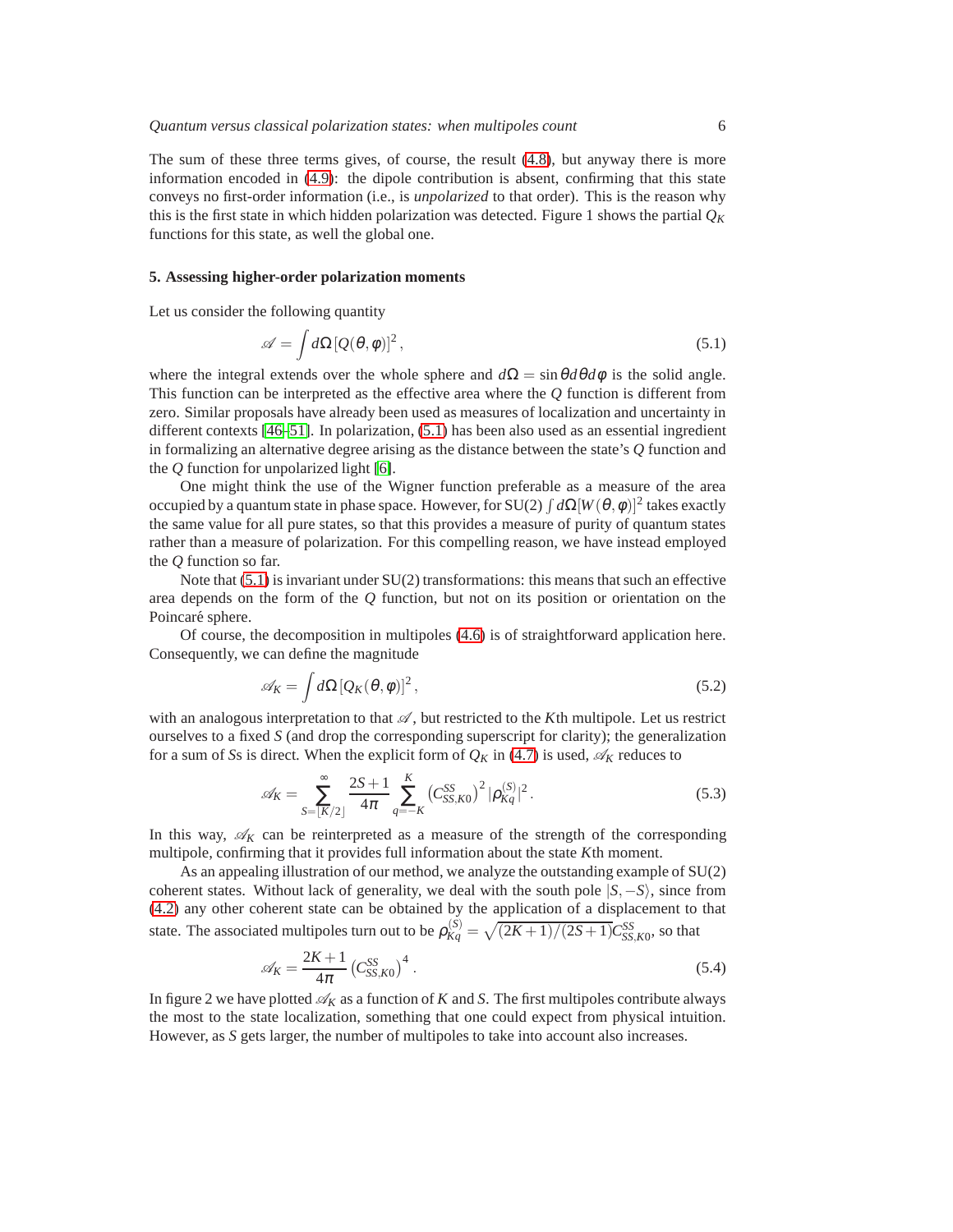The sum of these three terms gives, of course, the result (4.8), but anyway there is more information encoded in (4.9): the dipole contribution is absent, confirming that this state conveys no first-order information (i.e., is *unpolarized* to that order). This is the reason why this is the first state in which hidden polarization was detected. Figure 1 shows the partial $Q_K$ functions for this state, as well the global one.

## 5. Assessing higher-order polarization moments

Let us consider the following quantity

$$\mathscr{A} = \int d\Omega \, [Q(\theta,\varphi)]^2 \,, \tag{5.1}$$

where the integral extends over the whole sphere and $d\Omega = \sin\theta d\theta d\varphi$ is the solid angle. This function can be interpreted as the effective area where the $Q$ function is different from zero. Similar proposals have already been used as measures of localization and uncertainty in different contexts [46–51]. In polarization, (5.1) has been also used as an essential ingredient in formalizing an alternative degree arising as the distance between the state's $Q$ function and the $Q$ function for unpolarized light [6].

One might think the use of the Wigner function preferable as a measure of the area occupied by a quantum state in phase space. However, for SU(2) $\int d\Omega [W(\theta,\varphi)]^2$ takes exactly the same value for all pure states, so that this provides a measure of purity of quantum states rather than a measure of polarization. For this compelling reason, we have instead employed the $Q$ function so far.

Note that (5.1) is invariant under SU(2) transformations: this means that such an effective area depends on the form of the $Q$ function, but not on its position or orientation on the Poincaré sphere.

Of course, the decomposition in multipoles (4.6) is of straightforward application here. Consequently, we can define the magnitude

$$\mathscr{A}_K = \int d\Omega \, [Q_K(\theta,\varphi)]^2 \,, \tag{5.2}$$

with an analogous interpretation to that $\mathscr{A}$, but restricted to the $K$th multipole. Let us restrict ourselves to a fixed $S$ (and drop the corresponding superscript for clarity); the generalization for a sum of $S$s is direct. When the explicit form of $Q_K$ in (4.7) is used, $\mathscr{A}_K$ reduces to

$$\mathscr{A}_K = \sum_{S=\lfloor K/2 \rfloor}^{\infty} \frac{2S+1}{4\pi} \sum_{q=-K}^{K} \left(C^{SS}_{SS,K0}\right)^2 |\rho^{(S)}_{Kq}|^2 \,. \tag{5.3}$$

In this way, $\mathscr{A}_K$ can be reinterpreted as a measure of the strength of the corresponding multipole, confirming that it provides full information about the state $K$th moment.

As an appealing illustration of our method, we analyze the outstanding example of SU(2) coherent states. Without lack of generality, we deal with the south pole $|S,-S\rangle$, since from (4.2) any other coherent state can be obtained by the application of a displacement to that state. The associated multipoles turn out to be $\rho^{(S)}_{Kq} = \sqrt{(2K+1)/(2S+1)} C^{SS}_{SS,K0}$, so that

$$\mathscr{A}_K = \frac{2K+1}{4\pi} \left(C^{SS}_{SS,K0}\right)^4 \,. \tag{5.4}$$

In figure 2 we have plotted $\mathscr{A}_K$ as a function of $K$ and $S$. The first multipoles contribute always the most to the state localization, something that one could expect from physical intuition. However, as $S$ gets larger, the number of multipoles to take into account also increases.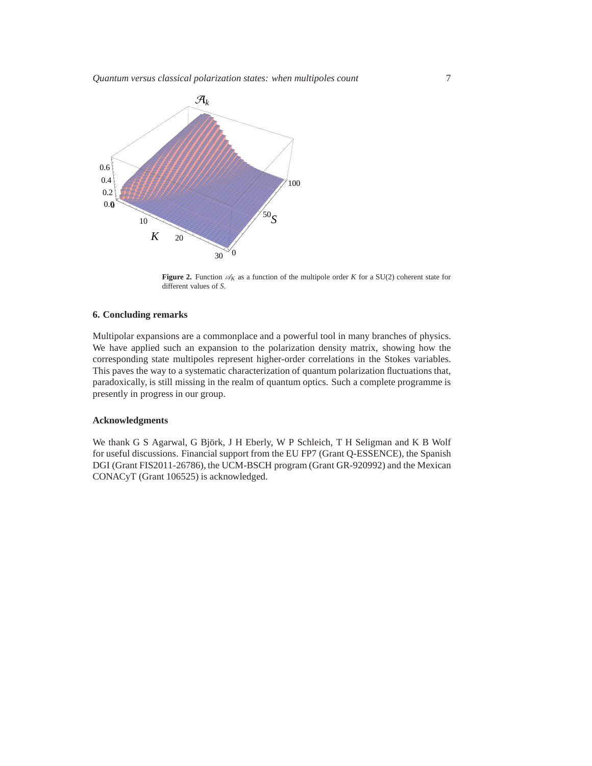**Figure 2.** Function $\mathscr{A}_K$ as a function of the multipole order $K$ for a SU(2) coherent state for different values of $S$.

## 6. Concluding remarks

Multipolar expansions are a commonplace and a powerful tool in many branches of physics. We have applied such an expansion to the polarization density matrix, showing how the corresponding state multipoles represent higher-order correlations in the Stokes variables. This paves the way to a systematic characterization of quantum polarization fluctuations that, paradoxically, is still missing in the realm of quantum optics. Such a complete programme is presently in progress in our group.

## Acknowledgments

We thank G S Agarwal, G Björk, J H Eberly, W P Schleich, T H Seligman and K B Wolf for useful discussions. Financial support from the EU FP7 (Grant Q-ESSENCE), the Spanish DGI (Grant FIS2011-26786), the UCM-BSCH program (Grant GR-920992) and the Mexican CONACyT (Grant 106525) is acknowledged.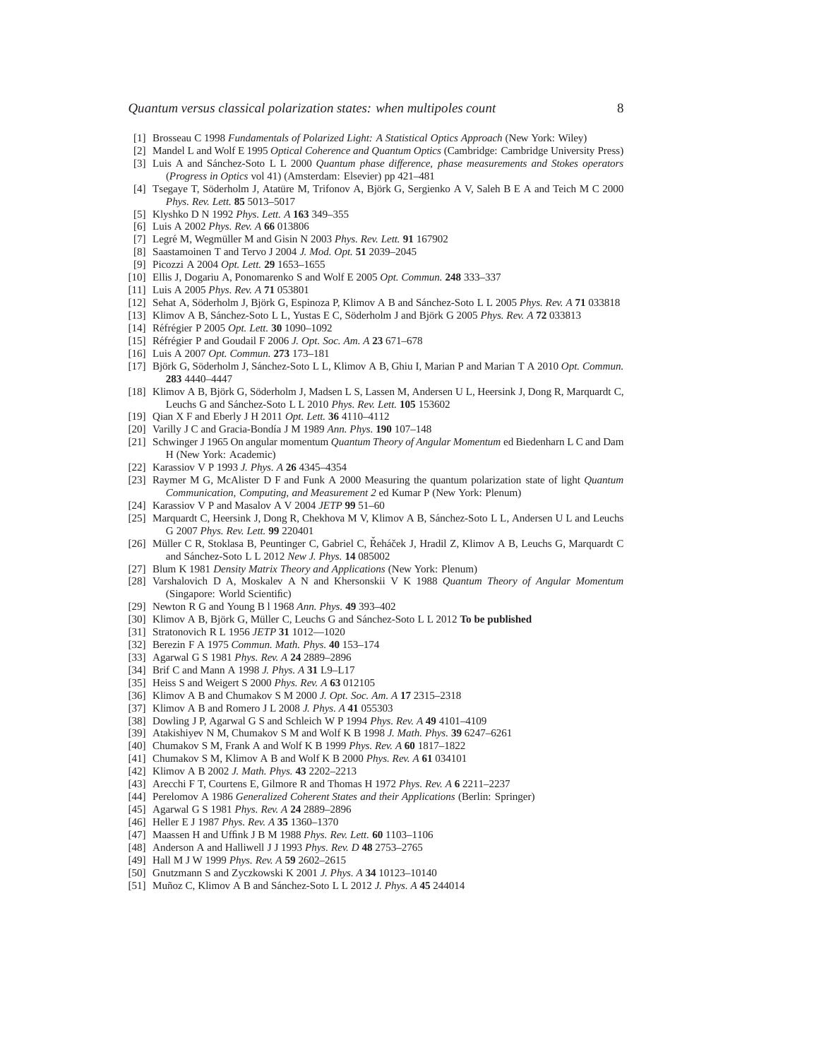[1] Brosseau C 1998 *Fundamentals of Polarized Light: A Statistical Optics Approach* (New York: Wiley)
[2] Mandel L and Wolf E 1995 *Optical Coherence and Quantum Optics* (Cambridge: Cambridge University Press)
[3] Luis A and Sánchez-Soto L L 2000 *Quantum phase difference, phase measurements and Stokes operators* (*Progress in Optics* vol 41) (Amsterdam: Elsevier) pp 421–481
[4] Tsegaye T, Söderholm J, Atatüre M, Trifonov A, Björk G, Sergienko A V, Saleh B E A and Teich M C 2000 *Phys. Rev. Lett.* **85** 5013–5017
[5] Klyshko D N 1992 *Phys. Lett. A* **163** 349–355
[6] Luis A 2002 *Phys. Rev. A* **66** 013806
[7] Legré M, Wegmüller M and Gisin N 2003 *Phys. Rev. Lett.* **91** 167902
[8] Saastamoinen T and Tervo J 2004 *J. Mod. Opt.* **51** 2039–2045
[9] Picozzi A 2004 *Opt. Lett.* **29** 1653–1655
[10] Ellis J, Dogariu A, Ponomarenko S and Wolf E 2005 *Opt. Commun.* **248** 333–337
[11] Luis A 2005 *Phys. Rev. A* **71** 053801
[12] Sehat A, Söderholm J, Björk G, Espinoza P, Klimov A B and Sánchez-Soto L L 2005 *Phys. Rev. A* **71** 033818
[13] Klimov A B, Sánchez-Soto L L, Yustas E C, Söderholm J and Björk G 2005 *Phys. Rev. A* **72** 033813
[14] Réfrégier P 2005 *Opt. Lett.* **30** 1090–1092
[15] Réfrégier P and Goudail F 2006 *J. Opt. Soc. Am. A* **23** 671–678
[16] Luis A 2007 *Opt. Commun.* **273** 173–181
[17] Björk G, Söderholm J, Sánchez-Soto L L, Klimov A B, Ghiu I, Marian P and Marian T A 2010 *Opt. Commun.* **283** 4440–4447
[18] Klimov A B, Björk G, Söderholm J, Madsen L S, Lassen M, Andersen U L, Heersink J, Dong R, Marquardt C, Leuchs G and Sánchez-Soto L L 2010 *Phys. Rev. Lett.* **105** 153602
[19] Qian X F and Eberly J H 2011 *Opt. Lett.* **36** 4110–4112
[20] Varilly J C and Gracia-Bondía J M 1989 *Ann. Phys.* **190** 107–148
[21] Schwinger J 1965 On angular momentum *Quantum Theory of Angular Momentum* ed Biedenharn L C and Dam H (New York: Academic)
[22] Karassiov V P 1993 *J. Phys. A* **26** 4345–4354
[23] Raymer M G, McAlister D F and Funk A 2000 Measuring the quantum polarization state of light *Quantum Communication, Computing, and Measurement 2* ed Kumar P (New York: Plenum)
[24] Karassiov V P and Masalov A V 2004 *JETP* **99** 51–60
[25] Marquardt C, Heersink J, Dong R, Chekhova M V, Klimov A B, Sánchez-Soto L L, Andersen U L and Leuchs G 2007 *Phys. Rev. Lett.* **99** 220401
[26] Müller C R, Stoklasa B, Peuntinger C, Gabriel C, Řeháček J, Hradil Z, Klimov A B, Leuchs G, Marquardt C and Sánchez-Soto L L 2012 *New J. Phys.* **14** 085002
[27] Blum K 1981 *Density Matrix Theory and Applications* (New York: Plenum)
[28] Varshalovich D A, Moskalev A N and Khersonskii V K 1988 *Quantum Theory of Angular Momentum* (Singapore: World Scientific)
[29] Newton R G and Young B l 1968 *Ann. Phys.* **49** 393–402
[30] Klimov A B, Björk G, Müller C, Leuchs G and Sánchez-Soto L L 2012 **To be published**
[31] Stratonovich R L 1956 *JETP* **31** 1012—1020
[32] Berezin F A 1975 *Commun. Math. Phys.* **40** 153–174
[33] Agarwal G S 1981 *Phys. Rev. A* **24** 2889–2896
[34] Brif C and Mann A 1998 *J. Phys. A* **31** L9–L17
[35] Heiss S and Weigert S 2000 *Phys. Rev. A* **63** 012105
[36] Klimov A B and Chumakov S M 2000 *J. Opt. Soc. Am. A* **17** 2315–2318
[37] Klimov A B and Romero J L 2008 *J. Phys. A* **41** 055303
[38] Dowling J P, Agarwal G S and Schleich W P 1994 *Phys. Rev. A* **49** 4101–4109
[39] Atakishiyev N M, Chumakov S M and Wolf K B 1998 *J. Math. Phys.* **39** 6247–6261
[40] Chumakov S M, Frank A and Wolf K B 1999 *Phys. Rev. A* **60** 1817–1822
[41] Chumakov S M, Klimov A B and Wolf K B 2000 *Phys. Rev. A* **61** 034101
[42] Klimov A B 2002 *J. Math. Phys.* **43** 2202–2213
[43] Arecchi F T, Courtens E, Gilmore R and Thomas H 1972 *Phys. Rev. A* **6** 2211–2237
[44] Perelomov A 1986 *Generalized Coherent States and their Applications* (Berlin: Springer)
[45] Agarwal G S 1981 *Phys. Rev. A* **24** 2889–2896
[46] Heller E J 1987 *Phys. Rev. A* **35** 1360–1370
[47] Maassen H and Uffink J B M 1988 *Phys. Rev. Lett.* **60** 1103–1106
[48] Anderson A and Halliwell J J 1993 *Phys. Rev. D* **48** 2753–2765
[49] Hall M J W 1999 *Phys. Rev. A* **59** 2602–2615
[50] Gnutzmann S and Zyczkowski K 2001 *J. Phys. A* **34** 10123–10140
[51] Muñoz C, Klimov A B and Sánchez-Soto L L 2012 *J. Phys. A* **45** 244014